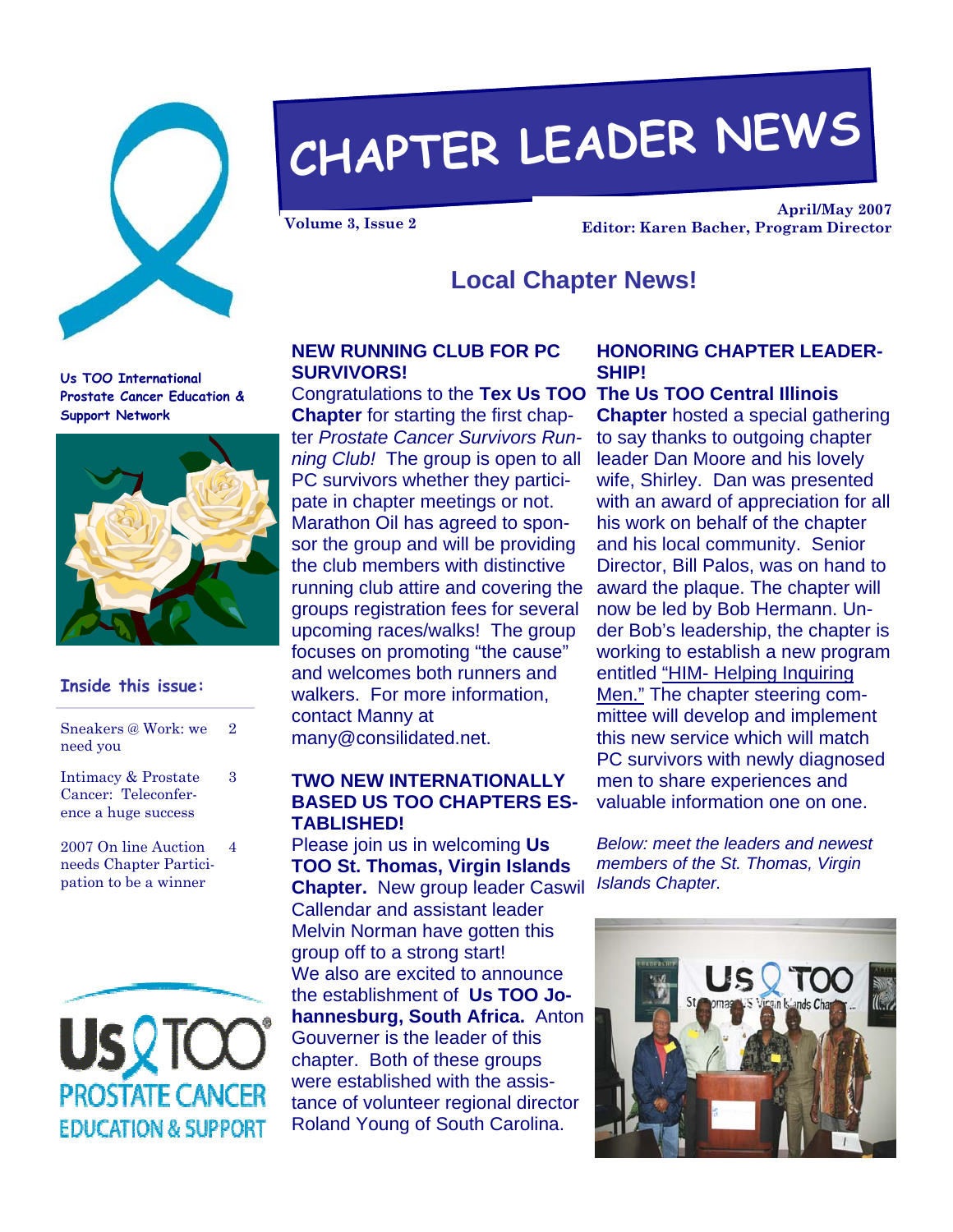# CHAPTER LEADER NEWS

Volume 3, Issue 2

April/May 2007

Editor: Karen Bacher, Program Director

Us TOO International Prostate Cancer Education & Support Network

**Inside this issue:**

| | |
|---|---|
| Sneakers @ Work: we need you | 2 |
| Intimacy & Prostate Cancer: Teleconference a huge success | 3 |
| 2007 On line Auction needs Chapter Participation to be a winner | 4 |

## Local Chapter News!

### NEW RUNNING CLUB FOR PC SURVIVORS!

Congratulations to the **Tex Us TOO Chapter** for starting the first chapter *Prostate Cancer Survivors Running Club!* The group is open to all PC survivors whether they participate in chapter meetings or not. Marathon Oil has agreed to sponsor the group and will be providing the club members with distinctive running club attire and covering the groups registration fees for several upcoming races/walks! The group focuses on promoting "the cause" and welcomes both runners and walkers. For more information, contact Manny at many@consilidated.net.

### TWO NEW INTERNATIONALLY BASED US TOO CHAPTERS ESTABLISHED!

Please join us in welcoming **Us TOO St. Thomas, Virgin Islands Chapter.** New group leader Caswil Callendar and assistant leader Melvin Norman have gotten this group off to a strong start!
We also are excited to announce the establishment of **Us TOO Johannesburg, South Africa.** Anton Gouverner is the leader of this chapter. Both of these groups were established with the assistance of volunteer regional director Roland Young of South Carolina.

### HONORING CHAPTER LEADERSHIP!

**The Us TOO Central Illinois Chapter** hosted a special gathering to say thanks to outgoing chapter leader Dan Moore and his lovely wife, Shirley. Dan was presented with an award of appreciation for all his work on behalf of the chapter and his local community. Senior Director, Bill Palos, was on hand to award the plaque. The chapter will now be led by Bob Hermann. Under Bob's leadership, the chapter is working to establish a new program entitled "HIM- Helping Inquiring Men." The chapter steering committee will develop and implement this new service which will match PC survivors with newly diagnosed men to share experiences and valuable information one on one.

*Below: meet the leaders and newest members of the St. Thomas, Virgin Islands Chapter.*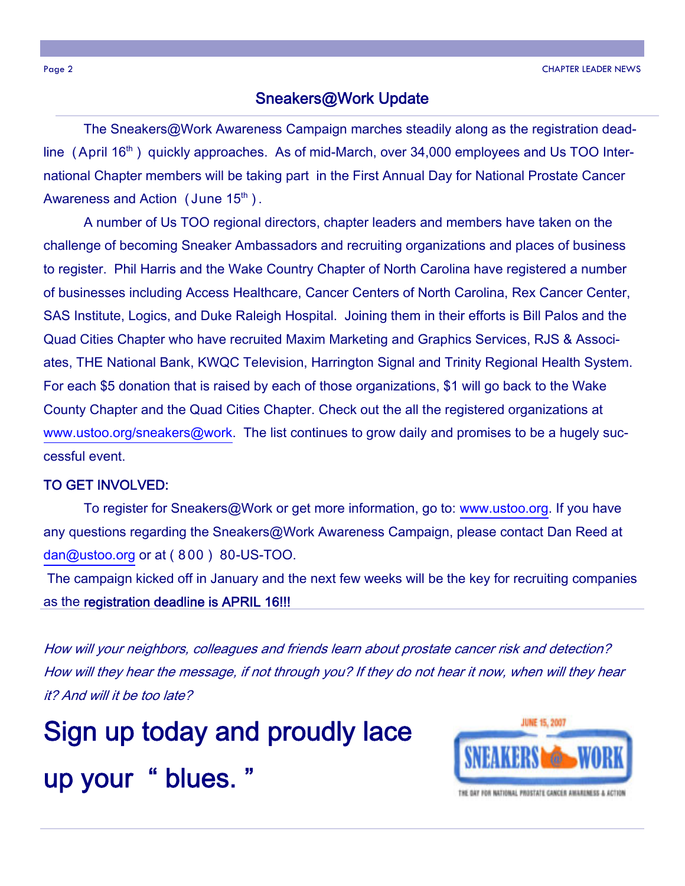## Sneakers@Work Update

The Sneakers@Work Awareness Campaign marches steadily along as the registration deadline (April 16th) quickly approaches. As of mid-March, over 34,000 employees and Us TOO International Chapter members will be taking part in the First Annual Day for National Prostate Cancer Awareness and Action (June 15th).

A number of Us TOO regional directors, chapter leaders and members have taken on the challenge of becoming Sneaker Ambassadors and recruiting organizations and places of business to register. Phil Harris and the Wake Country Chapter of North Carolina have registered a number of businesses including Access Healthcare, Cancer Centers of North Carolina, Rex Cancer Center, SAS Institute, Logics, and Duke Raleigh Hospital. Joining them in their efforts is Bill Palos and the Quad Cities Chapter who have recruited Maxim Marketing and Graphics Services, RJS & Associates, THE National Bank, KWQC Television, Harrington Signal and Trinity Regional Health System. For each $5 donation that is raised by each of those organizations, $1 will go back to the Wake County Chapter and the Quad Cities Chapter. Check out the all the registered organizations at www.ustoo.org/sneakers@work. The list continues to grow daily and promises to be a hugely successful event.

**TO GET INVOLVED:**

To register for Sneakers@Work or get more information, go to: www.ustoo.org. If you have any questions regarding the Sneakers@Work Awareness Campaign, please contact Dan Reed at dan@ustoo.org or at (800) 80-US-TOO.

The campaign kicked off in January and the next few weeks will be the key for recruiting companies as the **registration deadline is APRIL 16!!!**

*How will your neighbors, colleagues and friends learn about prostate cancer risk and detection? How will they hear the message, if not through you? If they do not hear it now, when will they hear it? And will it be too late?*

# Sign up today and proudly lace up your "blues."

JUNE 15, 2007

SNEAKERS @ WORK

THE DAY FOR NATIONAL PROSTATE CANCER AWARENESS & ACTION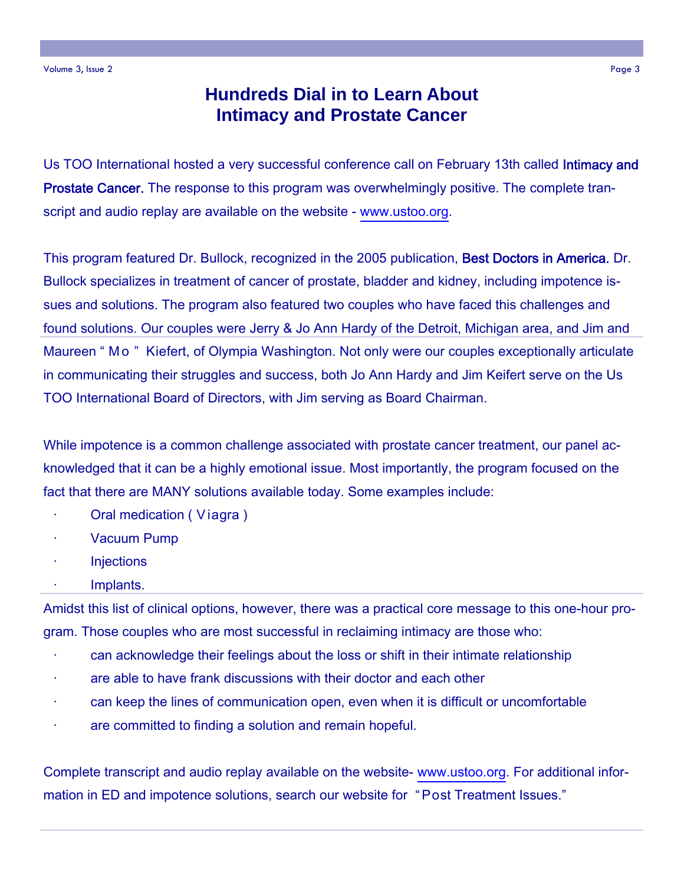# Hundreds Dial in to Learn About Intimacy and Prostate Cancer

Us TOO International hosted a very successful conference call on February 13th called **Intimacy and Prostate Cancer.** The response to this program was overwhelmingly positive. The complete transcript and audio replay are available on the website - www.ustoo.org.

This program featured Dr. Bullock, recognized in the 2005 publication, **Best Doctors in America.** Dr. Bullock specializes in treatment of cancer of prostate, bladder and kidney, including impotence issues and solutions. The program also featured two couples who have faced this challenges and found solutions. Our couples were Jerry & Jo Ann Hardy of the Detroit, Michigan area, and Jim and Maureen "Mo" Kiefert, of Olympia Washington. Not only were our couples exceptionally articulate in communicating their struggles and success, both Jo Ann Hardy and Jim Keifert serve on the Us TOO International Board of Directors, with Jim serving as Board Chairman.

While impotence is a common challenge associated with prostate cancer treatment, our panel acknowledged that it can be a highly emotional issue. Most importantly, the program focused on the fact that there are MANY solutions available today. Some examples include:

- Oral medication (Viagra)
- Vacuum Pump
- Injections
- Implants.

Amidst this list of clinical options, however, there was a practical core message to this one-hour program. Those couples who are most successful in reclaiming intimacy are those who:

- can acknowledge their feelings about the loss or shift in their intimate relationship
- are able to have frank discussions with their doctor and each other
- can keep the lines of communication open, even when it is difficult or uncomfortable
- are committed to finding a solution and remain hopeful.

Complete transcript and audio replay available on the website- www.ustoo.org. For additional information in ED and impotence solutions, search our website for "Post Treatment Issues."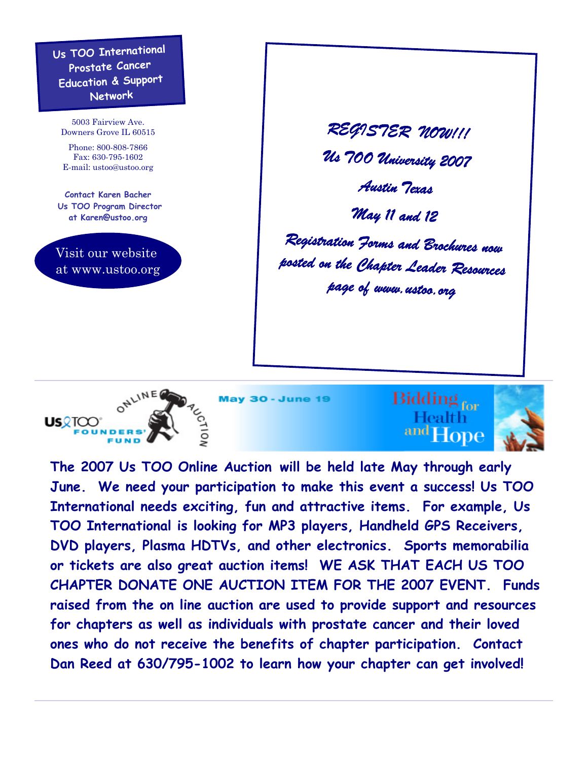**Us TOO International Prostate Cancer Education & Support Network**

5003 Fairview Ave.
Downers Grove IL 60515

Phone: 800-808-7866
Fax: 630-795-1602
E-mail: ustoo@ustoo.org

Contact Karen Bacher
Us TOO Program Director
at Karen@ustoo.org

Visit our website at www.ustoo.org

*REGISTER NOW!!!*

*Us TOO University 2007*

*Austin Texas*

*May 11 and 12*

*Registration Forms and Brochures now posted on the Chapter Leader Resources page of www.ustoo.org*

---

Us TOO Founders' Fund Online Auction

May 30 - June 19

Bidding for Health and Hope

**The 2007 Us TOO Online Auction will be held late May through early June. We need your participation to make this event a success! Us TOO International needs exciting, fun and attractive items. For example, Us TOO International is looking for MP3 players, Handheld GPS Receivers, DVD players, Plasma HDTVs, and other electronics. Sports memorabilia or tickets are also great auction items! WE ASK THAT EACH US TOO CHAPTER DONATE ONE AUCTION ITEM FOR THE 2007 EVENT. Funds raised from the on line auction are used to provide support and resources for chapters as well as individuals with prostate cancer and their loved ones who do not receive the benefits of chapter participation. Contact Dan Reed at 630/795-1002 to learn how your chapter can get involved!**